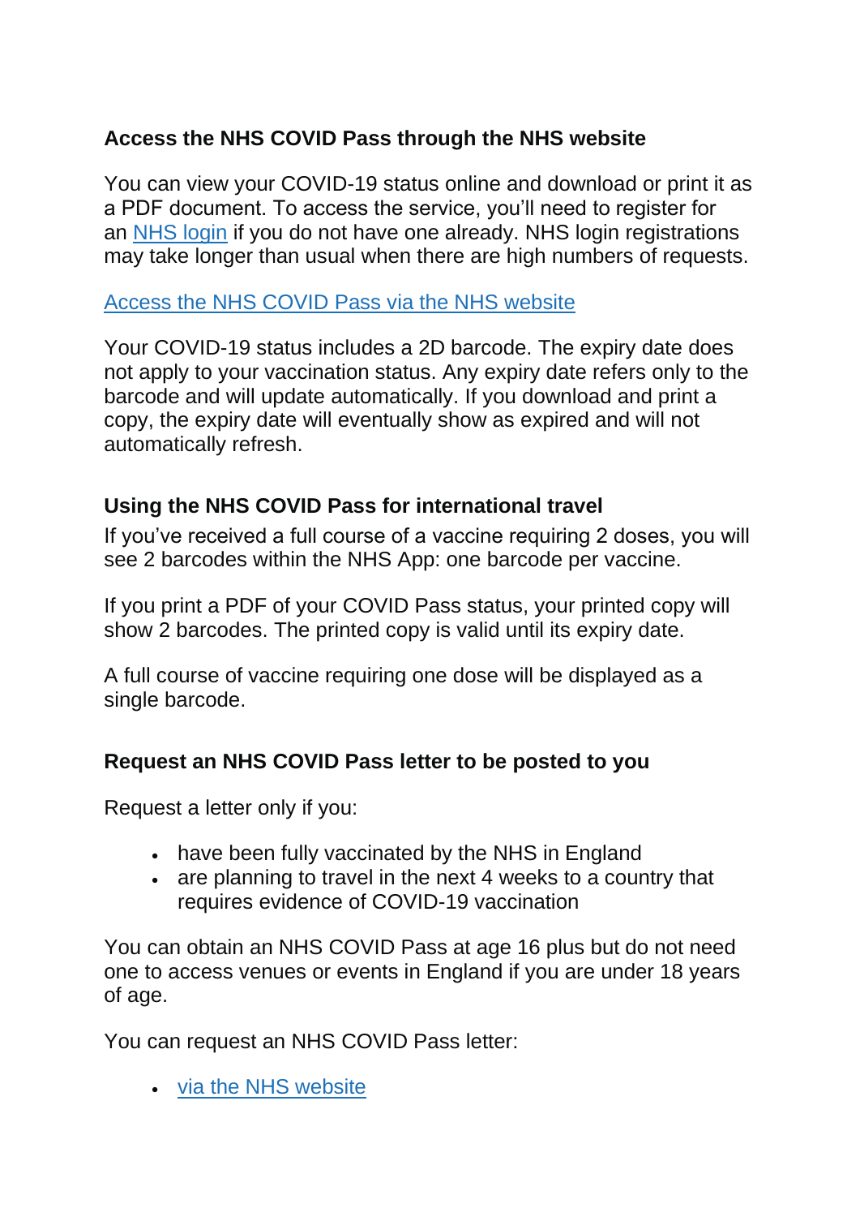## Access the NHS COVID Pass through the NHS website

You can view your COVID-19 status online and download or print it as a PDF document. To access the service, you'll need to register for an NHS login if you do not have one already. NHS login registrations may take longer than usual when there are high numbers of requests.

Access the NHS COVID Pass via the NHS website

Your COVID-19 status includes a 2D barcode. The expiry date does not apply to your vaccination status. Any expiry date refers only to the barcode and will update automatically. If you download and print a copy, the expiry date will eventually show as expired and will not automatically refresh.

## Using the NHS COVID Pass for international travel

If you've received a full course of a vaccine requiring 2 doses, you will see 2 barcodes within the NHS App: one barcode per vaccine.

If you print a PDF of your COVID Pass status, your printed copy will show 2 barcodes. The printed copy is valid until its expiry date.

A full course of vaccine requiring one dose will be displayed as a single barcode.

## Request an NHS COVID Pass letter to be posted to you

Request a letter only if you:

- have been fully vaccinated by the NHS in England
- are planning to travel in the next 4 weeks to a country that requires evidence of COVID-19 vaccination

You can obtain an NHS COVID Pass at age 16 plus but do not need one to access venues or events in England if you are under 18 years of age.

You can request an NHS COVID Pass letter:

- via the NHS website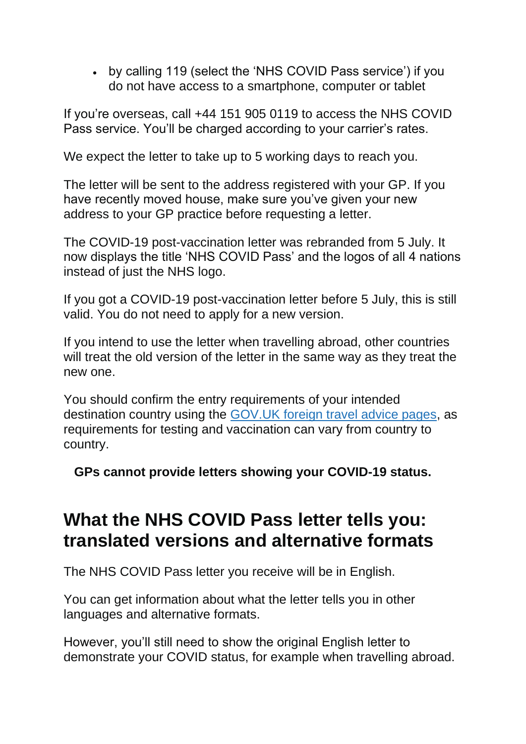- by calling 119 (select the 'NHS COVID Pass service') if you do not have access to a smartphone, computer or tablet

If you're overseas, call +44 151 905 0119 to access the NHS COVID Pass service. You'll be charged according to your carrier's rates.

We expect the letter to take up to 5 working days to reach you.

The letter will be sent to the address registered with your GP. If you have recently moved house, make sure you've given your new address to your GP practice before requesting a letter.

The COVID-19 post-vaccination letter was rebranded from 5 July. It now displays the title 'NHS COVID Pass' and the logos of all 4 nations instead of just the NHS logo.

If you got a COVID-19 post-vaccination letter before 5 July, this is still valid. You do not need to apply for a new version.

If you intend to use the letter when travelling abroad, other countries will treat the old version of the letter in the same way as they treat the new one.

You should confirm the entry requirements of your intended destination country using the [GOV.UK foreign travel advice pages](), as requirements for testing and vaccination can vary from country to country.

**GPs cannot provide letters showing your COVID-19 status.**

## What the NHS COVID Pass letter tells you: translated versions and alternative formats

The NHS COVID Pass letter you receive will be in English.

You can get information about what the letter tells you in other languages and alternative formats.

However, you'll still need to show the original English letter to demonstrate your COVID status, for example when travelling abroad.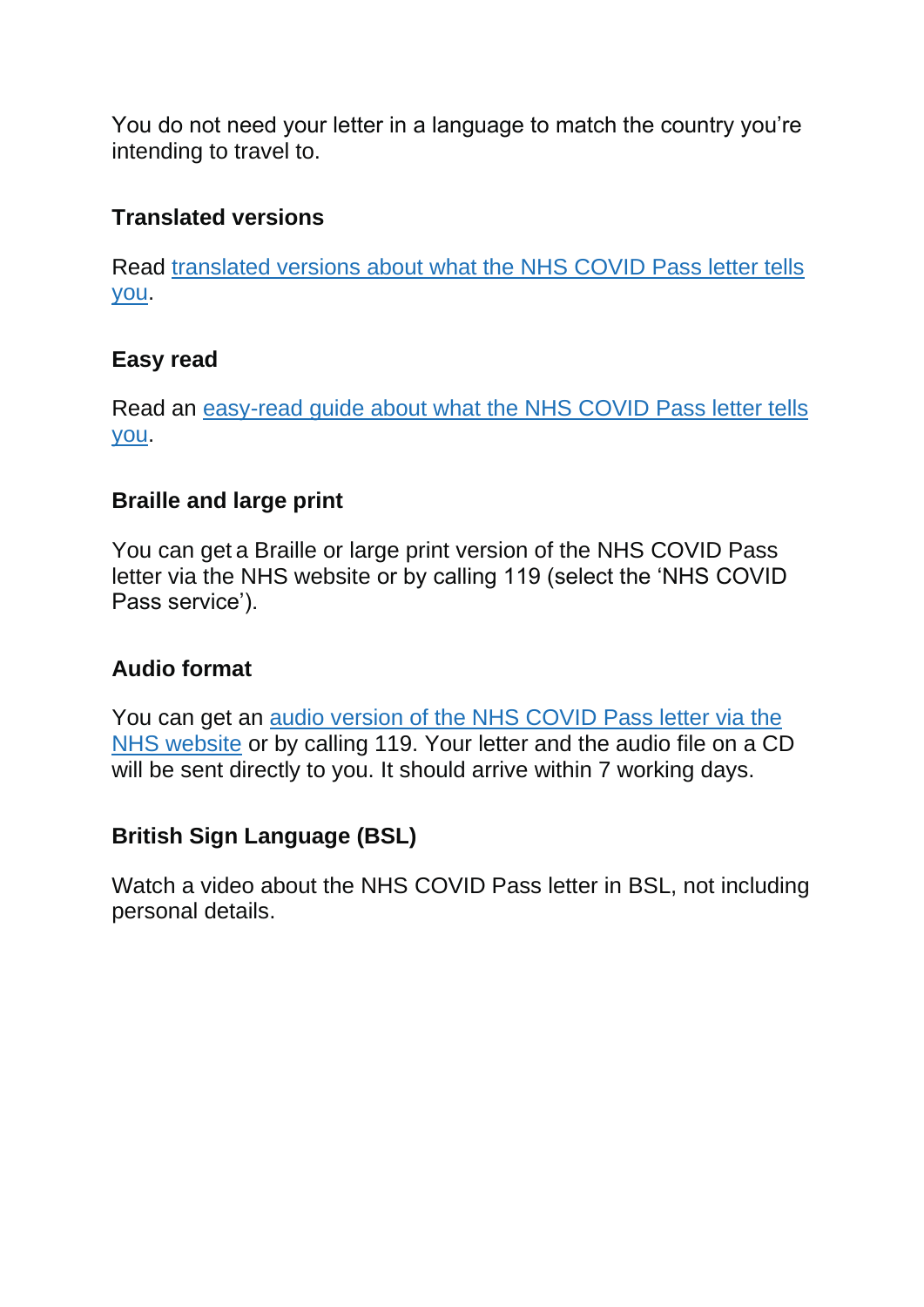You do not need your letter in a language to match the country you're intending to travel to.

### Translated versions

Read translated versions about what the NHS COVID Pass letter tells you.

### Easy read

Read an easy-read guide about what the NHS COVID Pass letter tells you.

### Braille and large print

You can get a Braille or large print version of the NHS COVID Pass letter via the NHS website or by calling 119 (select the 'NHS COVID Pass service').

### Audio format

You can get an audio version of the NHS COVID Pass letter via the NHS website or by calling 119. Your letter and the audio file on a CD will be sent directly to you. It should arrive within 7 working days.

### British Sign Language (BSL)

Watch a video about the NHS COVID Pass letter in BSL, not including personal details.